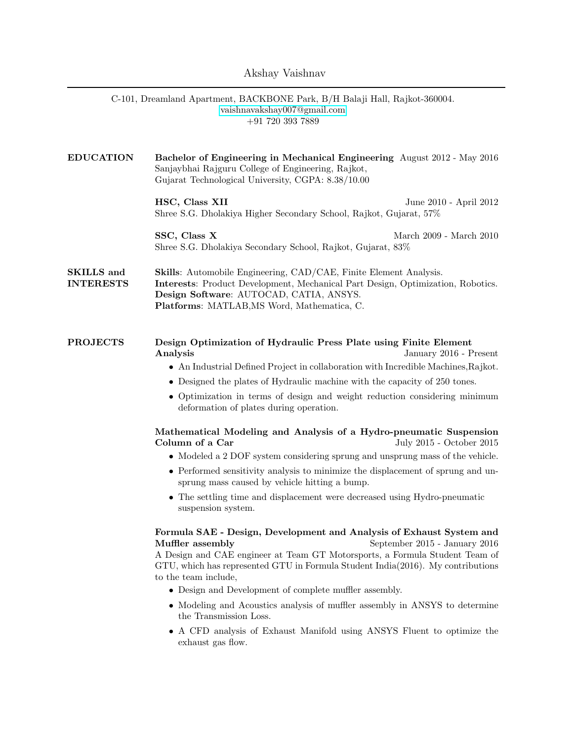# Akshay Vaishnav

C-101, Dreamland Apartment, BACKBONE Park, B/H Balaji Hall, Rajkot-360004.
vaishnavakshay007@gmail.com
+91 720 393 7889

## EDUCATION

**Bachelor of Engineering in Mechanical Engineering** August 2012 - May 2016
Sanjaybhai Rajguru College of Engineering, Rajkot,
Gujarat Technological University, CGPA: 8.38/10.00

**HSC, Class XII** June 2010 - April 2012
Shree S.G. Dholakiya Higher Secondary School, Rajkot, Gujarat, 57%

**SSC, Class X** March 2009 - March 2010
Shree S.G. Dholakiya Secondary School, Rajkot, Gujarat, 83%

## SKILLS and INTERESTS

**Skills**: Automobile Engineering, CAD/CAE, Finite Element Analysis.
**Interests**: Product Development, Mechanical Part Design, Optimization, Robotics.
**Design Software**: AUTOCAD, CATIA, ANSYS.
**Platforms**: MATLAB,MS Word, Mathematica, C.

## PROJECTS

**Design Optimization of Hydraulic Press Plate using Finite Element Analysis** January 2016 - Present

- An Industrial Defined Project in collaboration with Incredible Machines,Rajkot.
- Designed the plates of Hydraulic machine with the capacity of 250 tones.
- Optimization in terms of design and weight reduction considering minimum deformation of plates during operation.

**Mathematical Modeling and Analysis of a Hydro-pneumatic Suspension Column of a Car** July 2015 - October 2015

- Modeled a 2 DOF system considering sprung and unsprung mass of the vehicle.
- Performed sensitivity analysis to minimize the displacement of sprung and unsprung mass caused by vehicle hitting a bump.
- The settling time and displacement were decreased using Hydro-pneumatic suspension system.

**Formula SAE - Design, Development and Analysis of Exhaust System and Muffler assembly** September 2015 - January 2016

A Design and CAE engineer at Team GT Motorsports, a Formula Student Team of GTU, which has represented GTU in Formula Student India(2016). My contributions to the team include,

- Design and Development of complete muffler assembly.
- Modeling and Acoustics analysis of muffler assembly in ANSYS to determine the Transmission Loss.
- A CFD analysis of Exhaust Manifold using ANSYS Fluent to optimize the exhaust gas flow.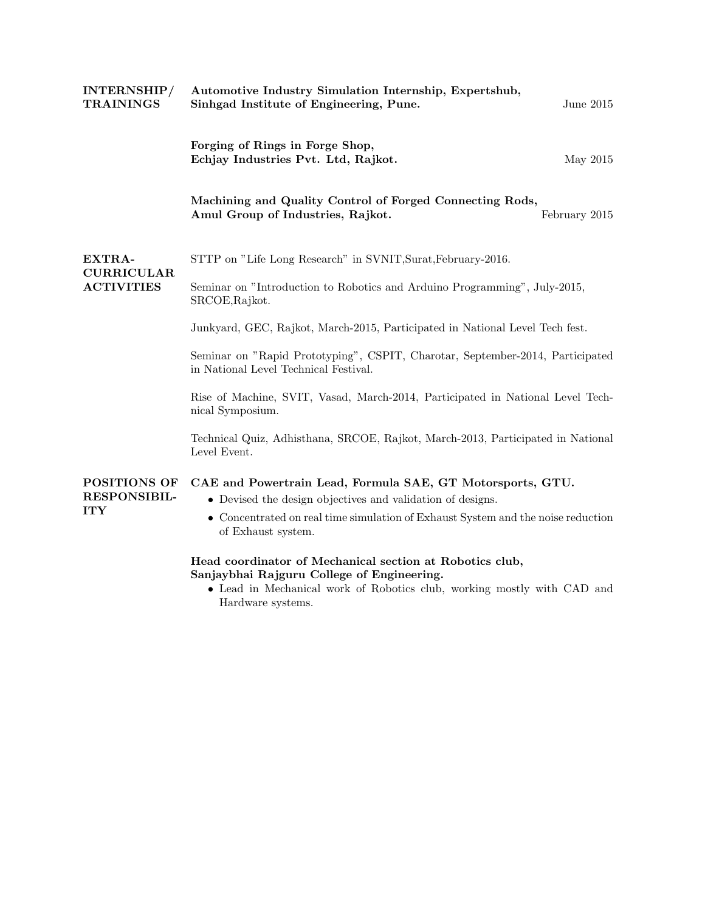## INTERNSHIP/ TRAININGS

**Automotive Industry Simulation Internship, Expertshub,**
**Sinhgad Institute of Engineering, Pune.** June 2015

**Forging of Rings in Forge Shop,**
**Echjay Industries Pvt. Ltd, Rajkot.** May 2015

**Machining and Quality Control of Forged Connecting Rods,**
**Amul Group of Industries, Rajkot.** February 2015

## EXTRA-CURRICULAR ACTIVITIES

STTP on "Life Long Research" in SVNIT,Surat,February-2016.

Seminar on "Introduction to Robotics and Arduino Programming", July-2015, SRCOE,Rajkot.

Junkyard, GEC, Rajkot, March-2015, Participated in National Level Tech fest.

Seminar on "Rapid Prototyping", CSPIT, Charotar, September-2014, Participated in National Level Technical Festival.

Rise of Machine, SVIT, Vasad, March-2014, Participated in National Level Technical Symposium.

Technical Quiz, Adhisthana, SRCOE, Rajkot, March-2013, Participated in National Level Event.

## POSITIONS OF RESPONSIBILITY

**CAE and Powertrain Lead, Formula SAE, GT Motorsports, GTU.**

- Devised the design objectives and validation of designs.
- Concentrated on real time simulation of Exhaust System and the noise reduction of Exhaust system.

**Head coordinator of Mechanical section at Robotics club,**
**Sanjaybhai Rajguru College of Engineering.**

- Lead in Mechanical work of Robotics club, working mostly with CAD and Hardware systems.